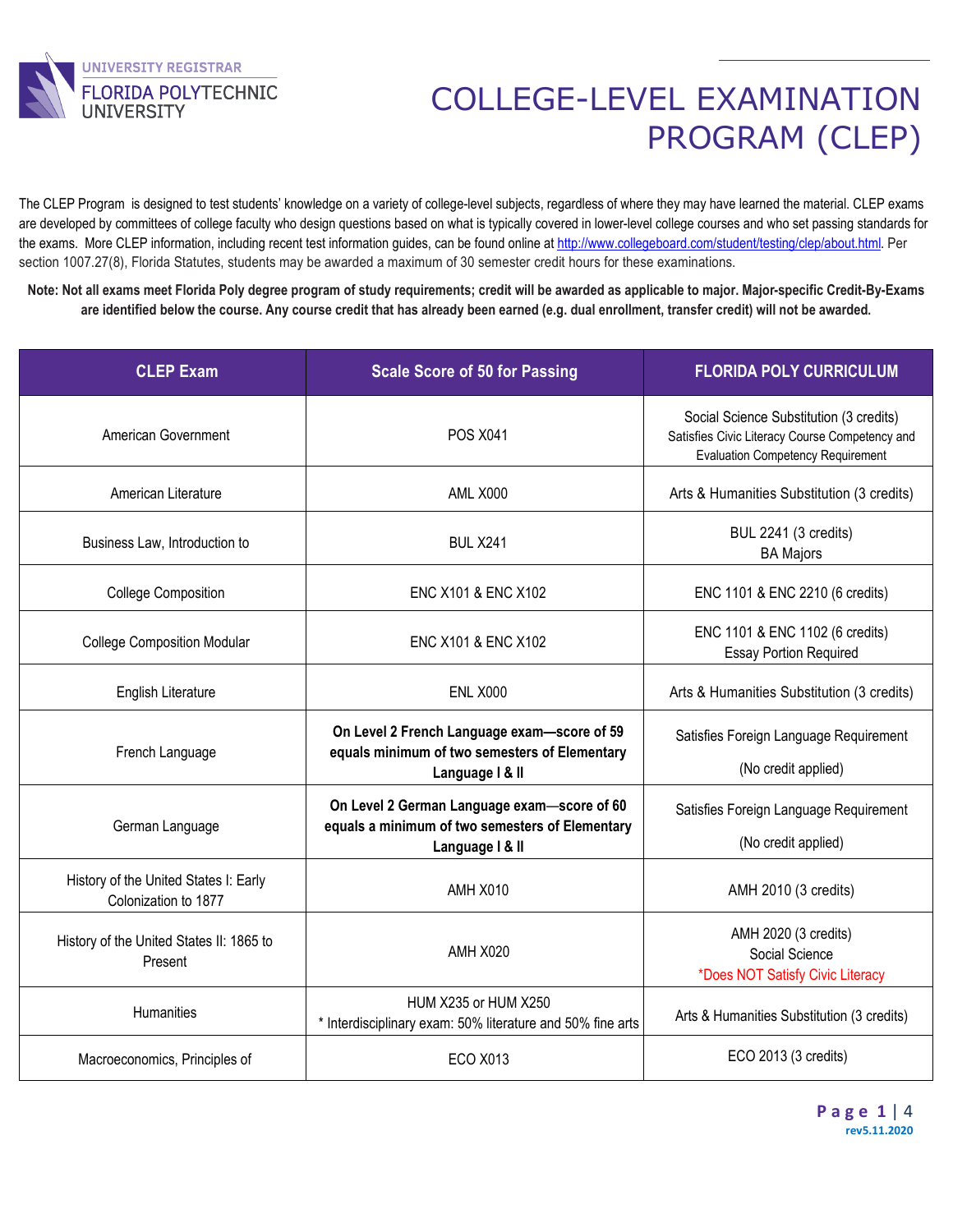UNIVERSITY REGISTRAR
FLORIDA POLYTECHNIC UNIVERSITY

# COLLEGE-LEVEL EXAMINATION PROGRAM (CLEP)

The CLEP Program is designed to test students' knowledge on a variety of college-level subjects, regardless of where they may have learned the material. CLEP exams are developed by committees of college faculty who design questions based on what is typically covered in lower-level college courses and who set passing standards for the exams. More CLEP information, including recent test information guides, can be found online at http://www.collegeboard.com/student/testing/clep/about.html. Per section 1007.27(8), Florida Statutes, students may be awarded a maximum of 30 semester credit hours for these examinations.

**Note: Not all exams meet Florida Poly degree program of study requirements; credit will be awarded as applicable to major. Major-specific Credit-By-Exams are identified below the course. Any course credit that has already been earned (e.g. dual enrollment, transfer credit) will not be awarded.**

| CLEP Exam | Scale Score of 50 for Passing | FLORIDA POLY CURRICULUM |
|---|---|---|
| American Government | POS X041 | Social Science Substitution (3 credits)<br>Satisfies Civic Literacy Course Competency and Evaluation Competency Requirement |
| American Literature | AML X000 | Arts & Humanities Substitution (3 credits) |
| Business Law, Introduction to | BUL X241 | BUL 2241 (3 credits)<br>BA Majors |
| College Composition | ENC X101 & ENC X102 | ENC 1101 & ENC 2210 (6 credits) |
| College Composition Modular | ENC X101 & ENC X102 | ENC 1101 & ENC 1102 (6 credits)<br>Essay Portion Required |
| English Literature | ENL X000 | Arts & Humanities Substitution (3 credits) |
| French Language | **On Level 2 French Language exam—score of 59 equals minimum of two semesters of Elementary Language I & II** | Satisfies Foreign Language Requirement<br>(No credit applied) |
| German Language | **On Level 2 German Language exam—score of 60 equals a minimum of two semesters of Elementary Language I & II** | Satisfies Foreign Language Requirement<br>(No credit applied) |
| History of the United States I: Early Colonization to 1877 | AMH X010 | AMH 2010 (3 credits) |
| History of the United States II: 1865 to Present | AMH X020 | AMH 2020 (3 credits)<br>Social Science<br>*Does NOT Satisfy Civic Literacy |
| Humanities | HUM X235 or HUM X250<br>* Interdisciplinary exam: 50% literature and 50% fine arts | Arts & Humanities Substitution (3 credits) |
| Macroeconomics, Principles of | ECO X013 | ECO 2013 (3 credits) |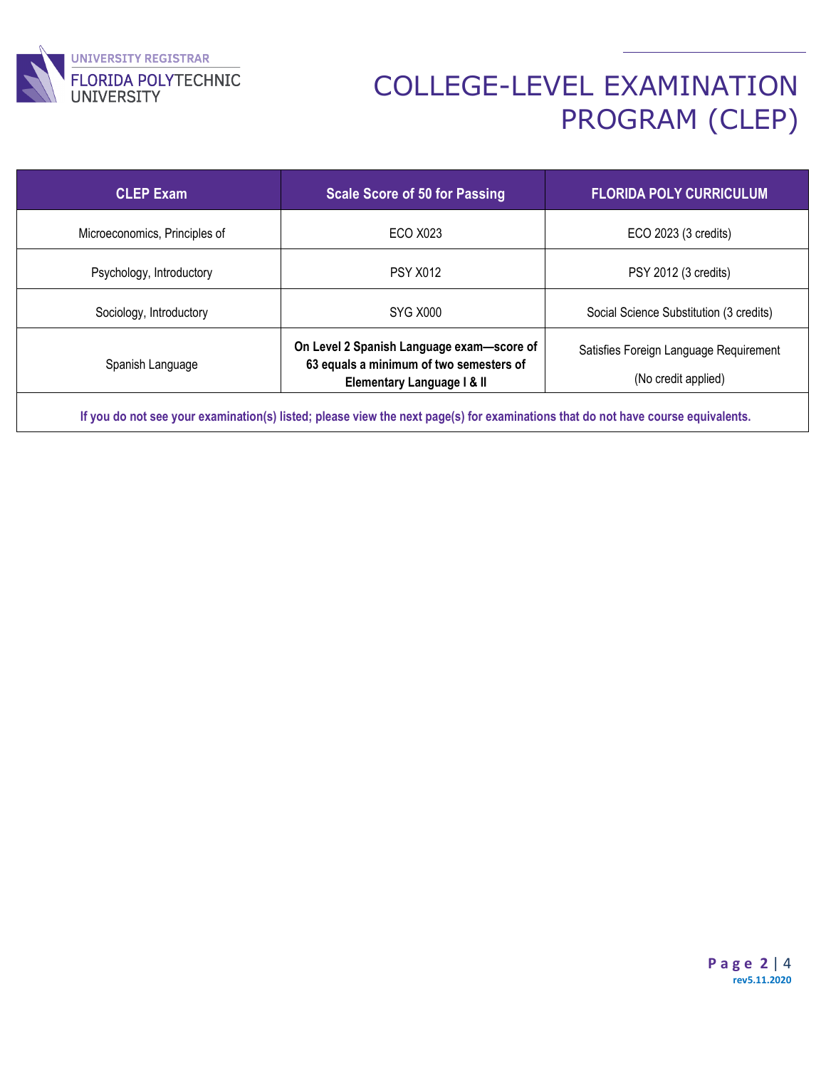# COLLEGE-LEVEL EXAMINATION PROGRAM (CLEP)

| CLEP Exam | Scale Score of 50 for Passing | FLORIDA POLY CURRICULUM |
| --- | --- | --- |
| Microeconomics, Principles of | ECO X023 | ECO 2023 (3 credits) |
| Psychology, Introductory | PSY X012 | PSY 2012 (3 credits) |
| Sociology, Introductory | SYG X000 | Social Science Substitution (3 credits) |
| Spanish Language | **On Level 2 Spanish Language exam—score of 63 equals a minimum of two semesters of Elementary Language I & II** | Satisfies Foreign Language Requirement (No credit applied) |
| **If you do not see your examination(s) listed; please view the next page(s) for examinations that do not have course equivalents.** | | |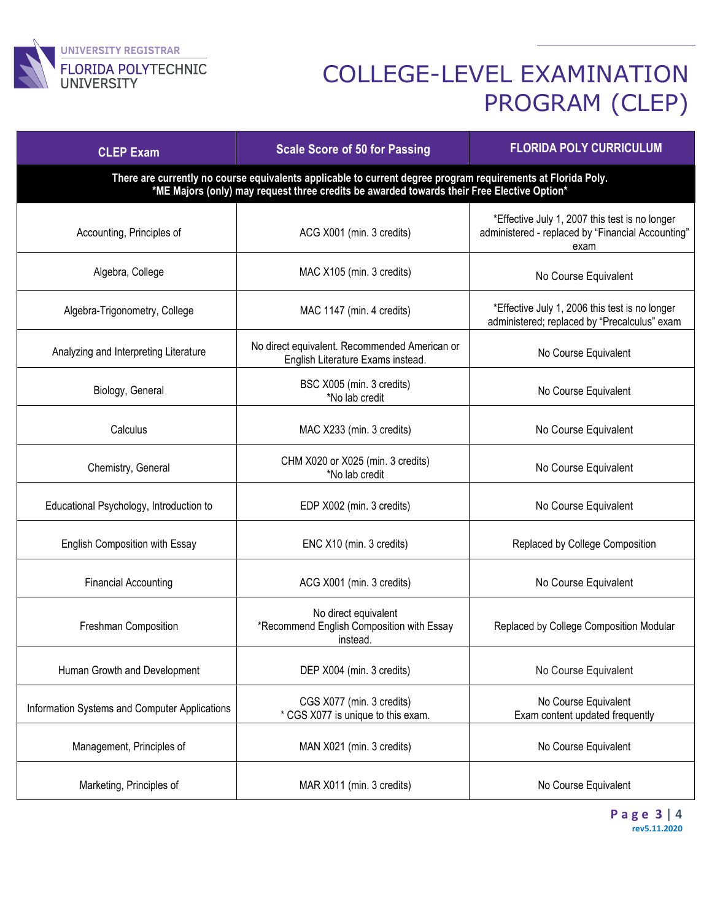# COLLEGE-LEVEL EXAMINATION PROGRAM (CLEP)

| CLEP Exam | Scale Score of 50 for Passing | FLORIDA POLY CURRICULUM |
|---|---|---|
| **There are currently no course equivalents applicable to current degree program requirements at Florida Poly. *ME Majors (only) may request three credits be awarded towards their Free Elective Option*** | | |
| Accounting, Principles of | ACG X001 (min. 3 credits) | *Effective July 1, 2007 this test is no longer administered - replaced by "Financial Accounting" exam |
| Algebra, College | MAC X105 (min. 3 credits) | No Course Equivalent |
| Algebra-Trigonometry, College | MAC 1147 (min. 4 credits) | *Effective July 1, 2006 this test is no longer administered; replaced by "Precalculus" exam |
| Analyzing and Interpreting Literature | No direct equivalent. Recommended American or English Literature Exams instead. | No Course Equivalent |
| Biology, General | BSC X005 (min. 3 credits) *No lab credit | No Course Equivalent |
| Calculus | MAC X233 (min. 3 credits) | No Course Equivalent |
| Chemistry, General | CHM X020 or X025 (min. 3 credits) *No lab credit | No Course Equivalent |
| Educational Psychology, Introduction to | EDP X002 (min. 3 credits) | No Course Equivalent |
| English Composition with Essay | ENC X10 (min. 3 credits) | Replaced by College Composition |
| Financial Accounting | ACG X001 (min. 3 credits) | No Course Equivalent |
| Freshman Composition | No direct equivalent *Recommend English Composition with Essay instead. | Replaced by College Composition Modular |
| Human Growth and Development | DEP X004 (min. 3 credits) | No Course Equivalent |
| Information Systems and Computer Applications | CGS X077 (min. 3 credits) * CGS X077 is unique to this exam. | No Course Equivalent Exam content updated frequently |
| Management, Principles of | MAN X021 (min. 3 credits) | No Course Equivalent |
| Marketing, Principles of | MAR X011 (min. 3 credits) | No Course Equivalent |

rev5.11.2020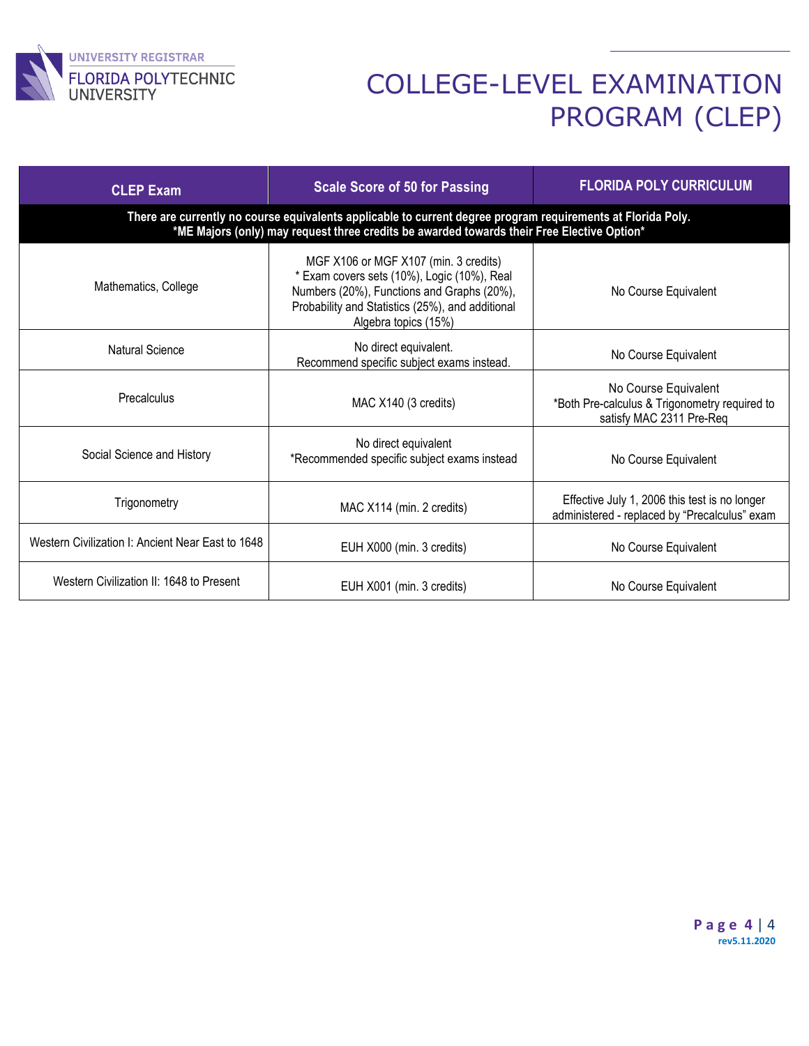UNIVERSITY REGISTRAR
FLORIDA POLYTECHNIC UNIVERSITY

# COLLEGE-LEVEL EXAMINATION PROGRAM (CLEP)

| CLEP Exam | Scale Score of 50 for Passing | FLORIDA POLY CURRICULUM |
|---|---|---|
| **There are currently no course equivalents applicable to current degree program requirements at Florida Poly. *ME Majors (only) may request three credits be awarded towards their Free Elective Option*** | | |
| Mathematics, College | MGF X106 or MGF X107 (min. 3 credits) * Exam covers sets (10%), Logic (10%), Real Numbers (20%), Functions and Graphs (20%), Probability and Statistics (25%), and additional Algebra topics (15%) | No Course Equivalent |
| Natural Science | No direct equivalent. Recommend specific subject exams instead. | No Course Equivalent |
| Precalculus | MAC X140 (3 credits) | No Course Equivalent *Both Pre-calculus & Trigonometry required to satisfy MAC 2311 Pre-Req |
| Social Science and History | No direct equivalent *Recommended specific subject exams instead | No Course Equivalent |
| Trigonometry | MAC X114 (min. 2 credits) | Effective July 1, 2006 this test is no longer administered - replaced by "Precalculus" exam |
| Western Civilization I: Ancient Near East to 1648 | EUH X000 (min. 3 credits) | No Course Equivalent |
| Western Civilization II: 1648 to Present | EUH X001 (min. 3 credits) | No Course Equivalent |

rev5.11.2020